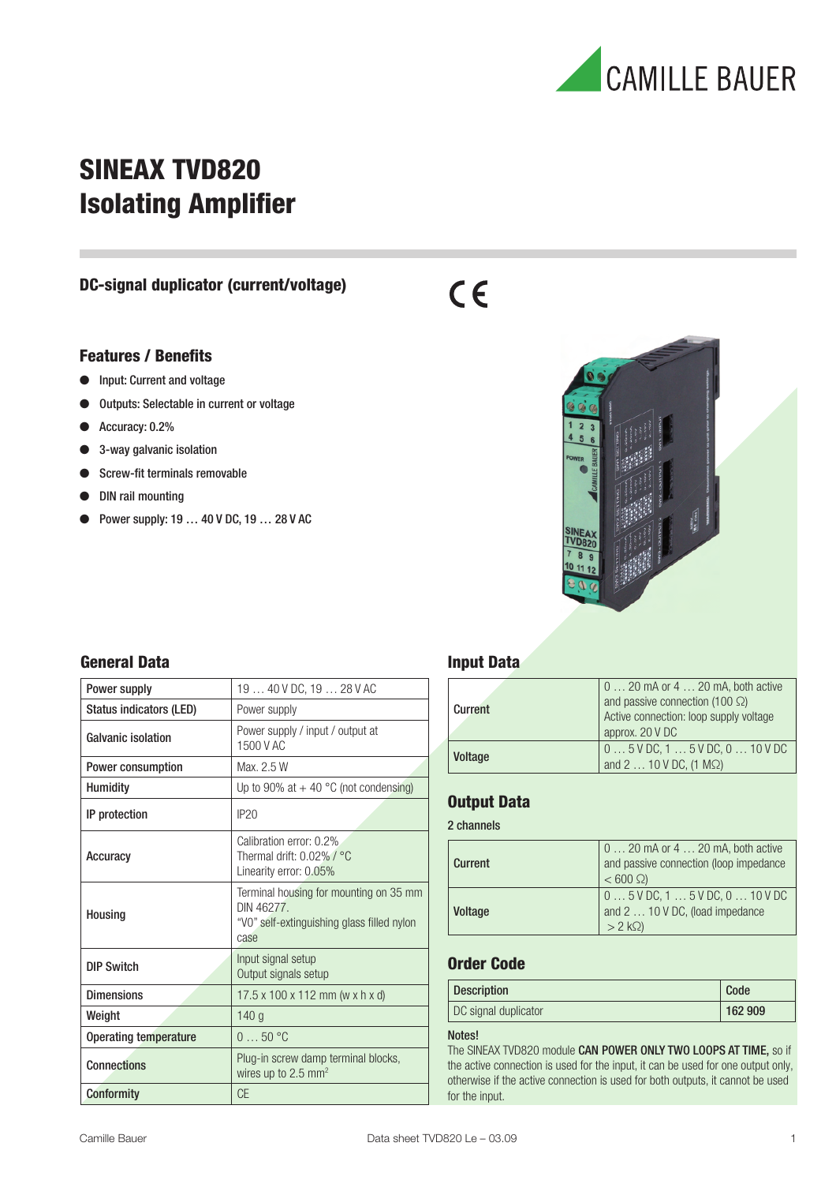CAMILLE BAUER

# SINEAX TVD820
# Isolating Amplifier

## DC-signal duplicator (current/voltage)

CE

## Features / Benefits

- Input: Current and voltage
- Outputs: Selectable in current or voltage
- Accuracy: 0.2%
- 3-way galvanic isolation
- Screw-fit terminals removable
- DIN rail mounting
- Power supply: 19 … 40 V DC, 19 … 28 V AC

## General Data

| | |
|---|---|
| Power supply | 19 … 40 V DC, 19 … 28 V AC |
| Status indicators (LED) | Power supply |
| Galvanic isolation | Power supply / input / output at 1500 V AC |
| Power consumption | Max. 2.5 W |
| Humidity | Up to 90% at + 40 °C (not condensing) |
| IP protection | IP20 |
| Accuracy | Calibration error: 0.2%<br>Thermal drift: 0.02% / °C<br>Linearity error: 0.05% |
| Housing | Terminal housing for mounting on 35 mm DIN 46277.<br>“V0” self-extinguishing glass filled nylon case |
| DIP Switch | Input signal setup<br>Output signals setup |
| Dimensions | 17.5 x 100 x 112 mm (w x h x d) |
| Weight | 140 g |
| Operating temperature | 0 … 50 °C |
| Connections | Plug-in screw damp terminal blocks, wires up to 2.5 mm$^2$ |
| Conformity | CE |

## Input Data

| | |
|---|---|
| Current | 0 … 20 mA or 4 … 20 mA, both active and passive connection (100 Ω)<br>Active connection: loop supply voltage approx. 20 V DC |
| Voltage | 0 … 5 V DC, 1 … 5 V DC, 0 … 10 V DC and 2 … 10 V DC, (1 MΩ) |

## Output Data

2 channels

| | |
|---|---|
| Current | 0 … 20 mA or 4 … 20 mA, both active and passive connection (loop impedance < 600 Ω) |
| Voltage | 0 … 5 V DC, 1 … 5 V DC, 0 … 10 V DC and 2 … 10 V DC, (load impedance > 2 kΩ) |

## Order Code

| Description | Code |
|---|---|
| DC signal duplicator | 162 909 |

Notes!
The SINEAX TVD820 module **CAN POWER ONLY TWO LOOPS AT TIME,** so if the active connection is used for the input, it can be used for one output only, otherwise if the active connection is used for both outputs, it cannot be used for the input.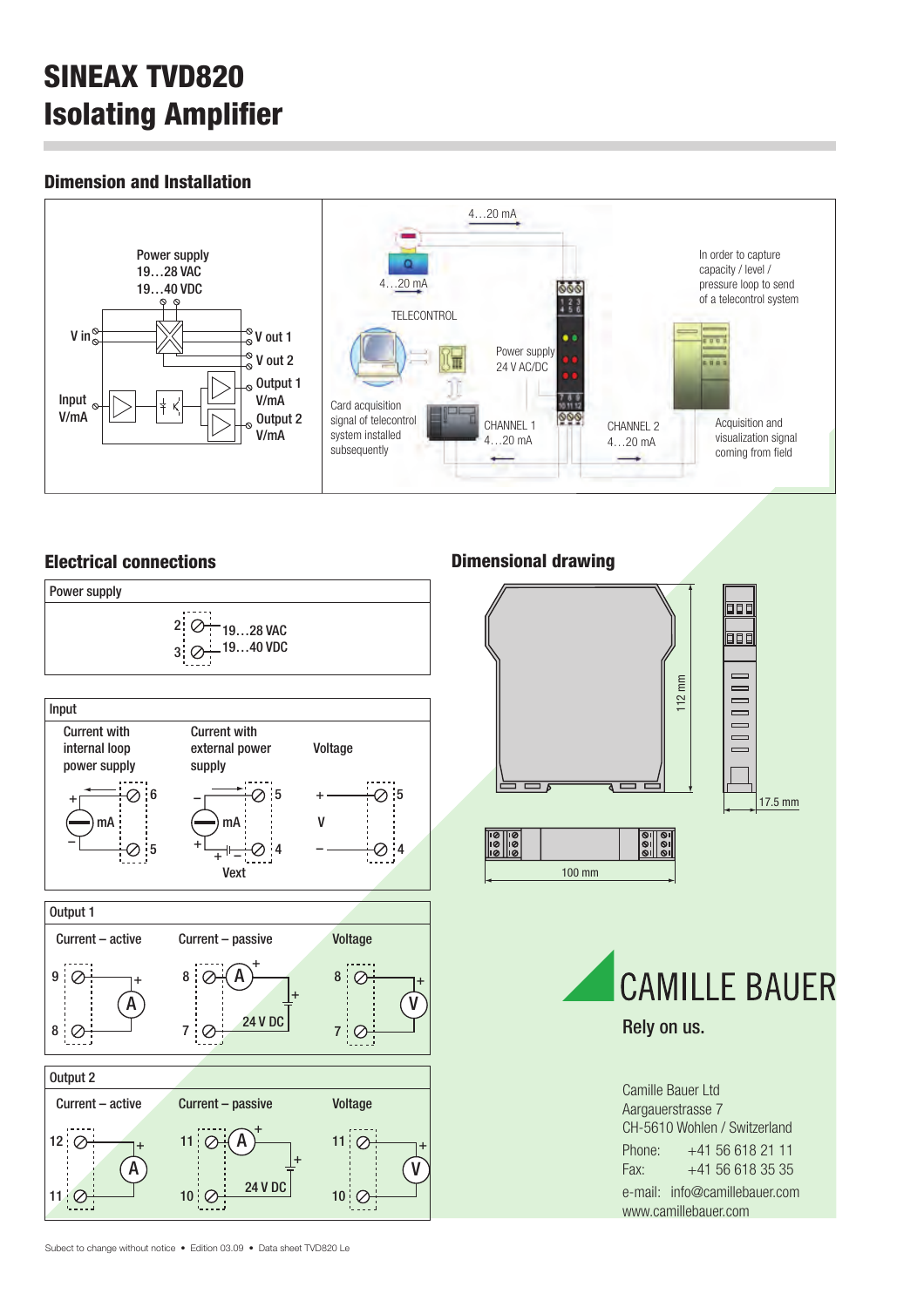# SINEAX TVD820
# Isolating Amplifier

## Dimension and Installation

Power supply
19…28 VAC
19…40 VDC

V in
V out 1
V out 2
Output 1 V/mA
Output 2 V/mA
Input V/mA

4…20 mA
4…20 mA
TELECONTROL
In order to capture capacity / level / pressure loop to send of a telecontrol system
Power supply 24 V AC/DC
Card acquisition signal of telecontrol system installed subsequently
CHANNEL 1 4…20 mA
CHANNEL 2 4…20 mA
Acquisition and visualization signal coming from field

## Electrical connections

**Power supply**

2 19…28 VAC
3 19…40 VDC

**Input**

Current with internal loop power supply: + 6, mA, – 5

Current with external power supply: – 5, mA, + 4, Vext

Voltage: + 5, V, – 4

**Output 1**

Current – active: 9, A, 8

Current – passive: 8, A, 24 V DC, 7

Voltage: 8, V, 7

**Output 2**

Current – active: 12, A, 11

Current – passive: 11, A, 24 V DC, 10

Voltage: 11, V, 10

## Dimensional drawing

112 mm
17.5 mm
100 mm

CAMILLE BAUER
Rely on us.

Camille Bauer Ltd
Aargauerstrasse 7
CH-5610 Wohlen / Switzerland
Phone: +41 56 618 21 11
Fax: +41 56 618 35 35
e-mail: info@camillebauer.com
www.camillebauer.com

Subect to change without notice • Edition 03.09 • Data sheet TVD820 Le